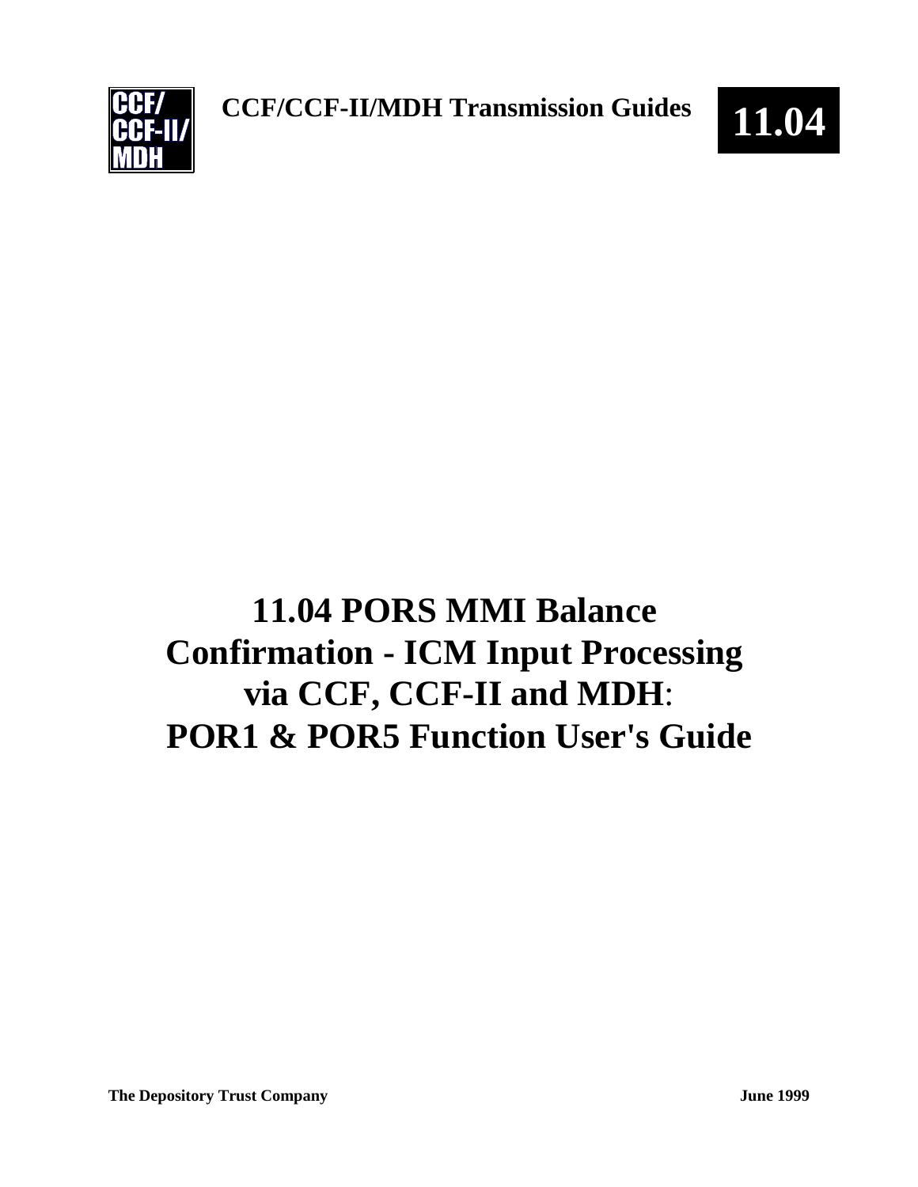CCF/CCF-II/MDH Transmission Guides

**11.04**

# 11.04 PORS MMI Balance Confirmation - ICM Input Processing via CCF, CCF-II and MDH: POR1 & POR5 Function User's Guide

**The Depository Trust Company** **June 1999**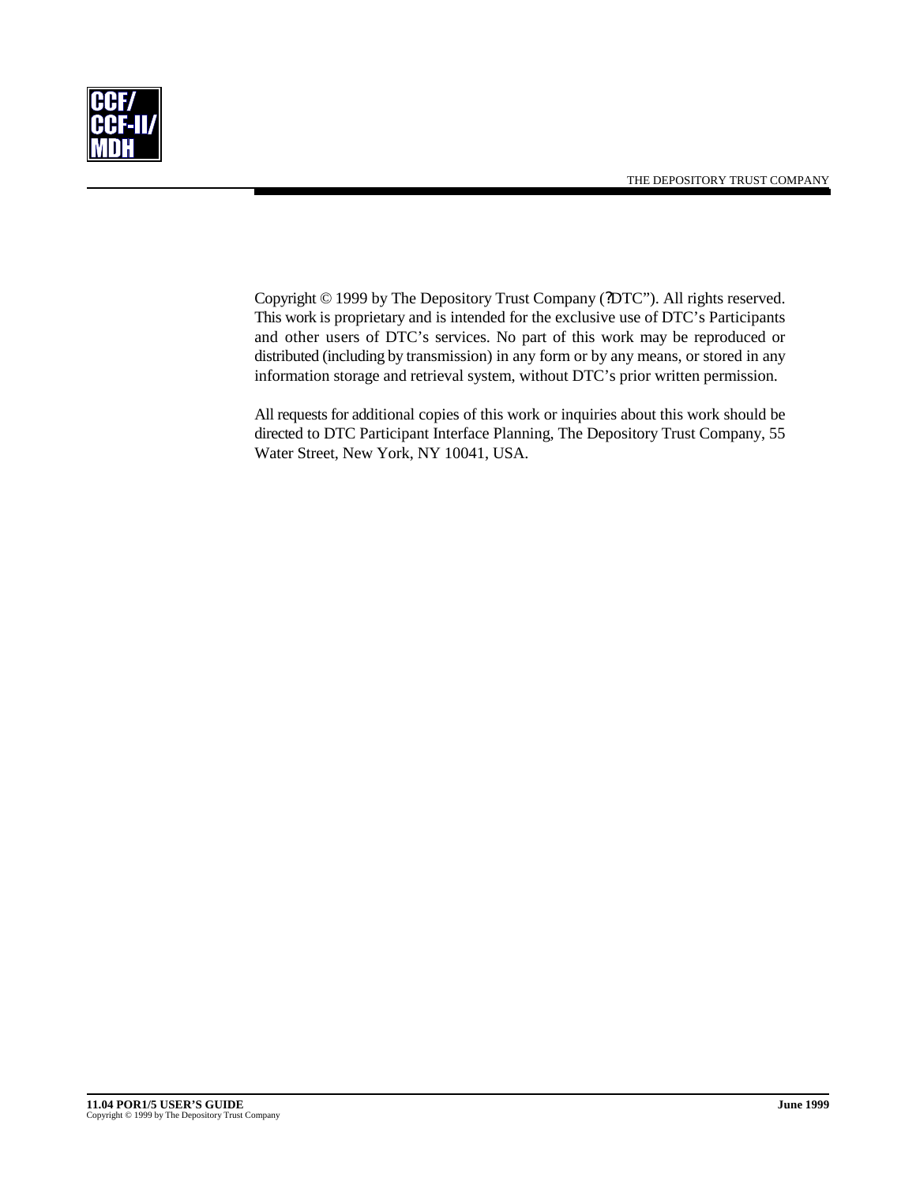Copyright © 1999 by The Depository Trust Company (?DTC”). All rights reserved. This work is proprietary and is intended for the exclusive use of DTC’s Participants and other users of DTC’s services. No part of this work may be reproduced or distributed (including by transmission) in any form or by any means, or stored in any information storage and retrieval system, without DTC’s prior written permission.

All requests for additional copies of this work or inquiries about this work should be directed to DTC Participant Interface Planning, The Depository Trust Company, 55 Water Street, New York, NY 10041, USA.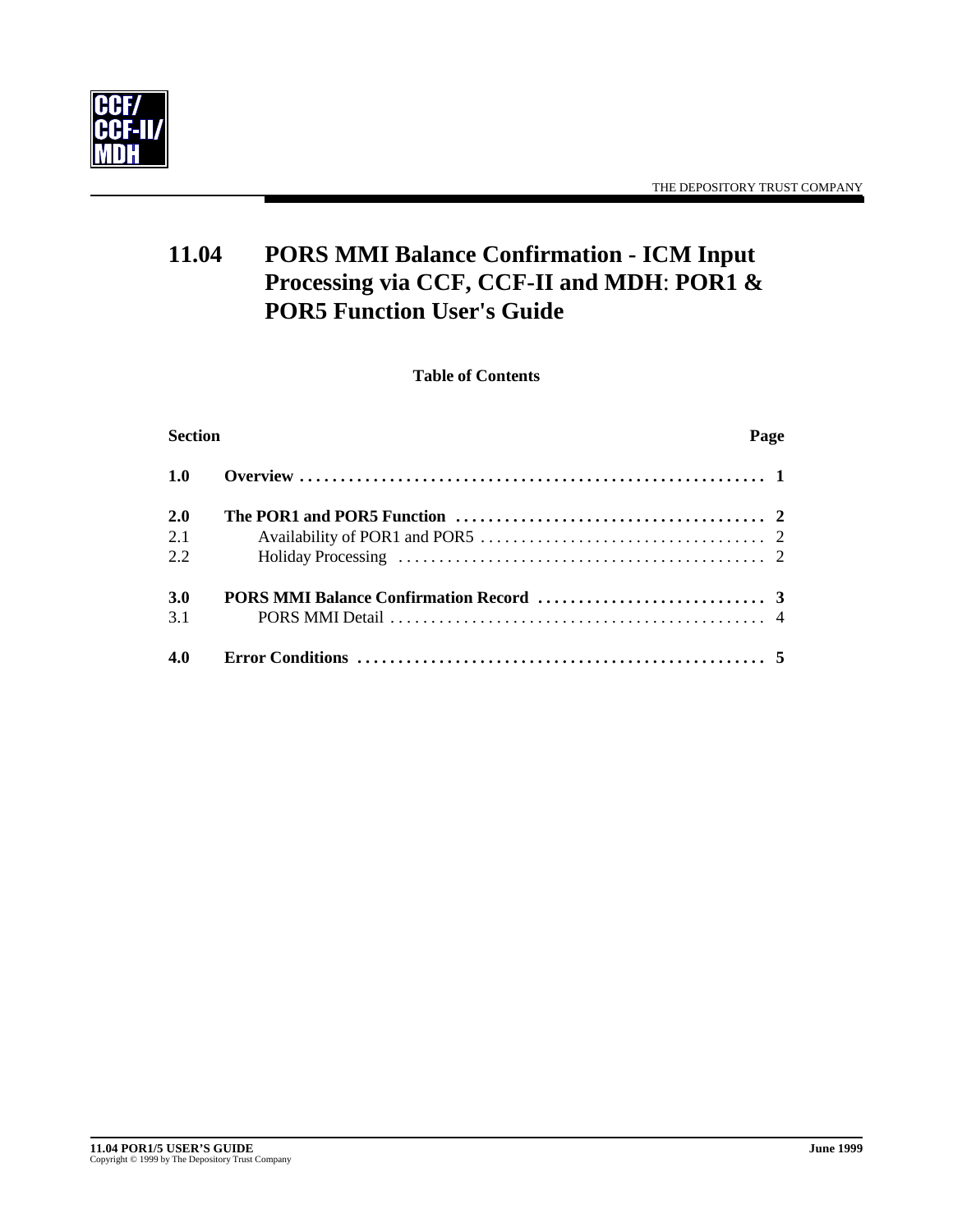# 11.04 PORS MMI Balance Confirmation - ICM Input Processing via CCF, CCF-II and MDH: POR1 & POR5 Function User's Guide

**Table of Contents**

| Section | | Page |
|---|---|---|
| **1.0** | **Overview** | **1** |
| **2.0** | **The POR1 and POR5 Function** | **2** |
| 2.1 | Availability of POR1 and POR5 | 2 |
| 2.2 | Holiday Processing | 2 |
| **3.0** | **PORS MMI Balance Confirmation Record** | **3** |
| 3.1 | PORS MMI Detail | 4 |
| **4.0** | **Error Conditions** | **5** |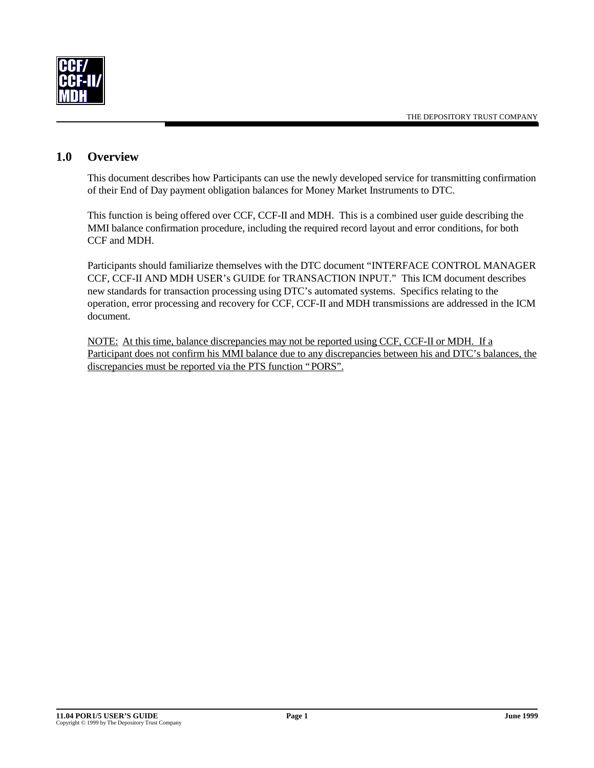## 1.0 Overview

This document describes how Participants can use the newly developed service for transmitting confirmation of their End of Day payment obligation balances for Money Market Instruments to DTC.

This function is being offered over CCF, CCF-II and MDH. This is a combined user guide describing the MMI balance confirmation procedure, including the required record layout and error conditions, for both CCF and MDH.

Participants should familiarize themselves with the DTC document "INTERFACE CONTROL MANAGER CCF, CCF-II AND MDH USER's GUIDE for TRANSACTION INPUT." This ICM document describes new standards for transaction processing using DTC's automated systems. Specifics relating to the operation, error processing and recovery for CCF, CCF-II and MDH transmissions are addressed in the ICM document.

<u>NOTE: At this time, balance discrepancies may not be reported using CCF, CCF-II or MDH. If a Participant does not confirm his MMI balance due to any discrepancies between his and DTC's balances, the discrepancies must be reported via the PTS function "PORS".</u>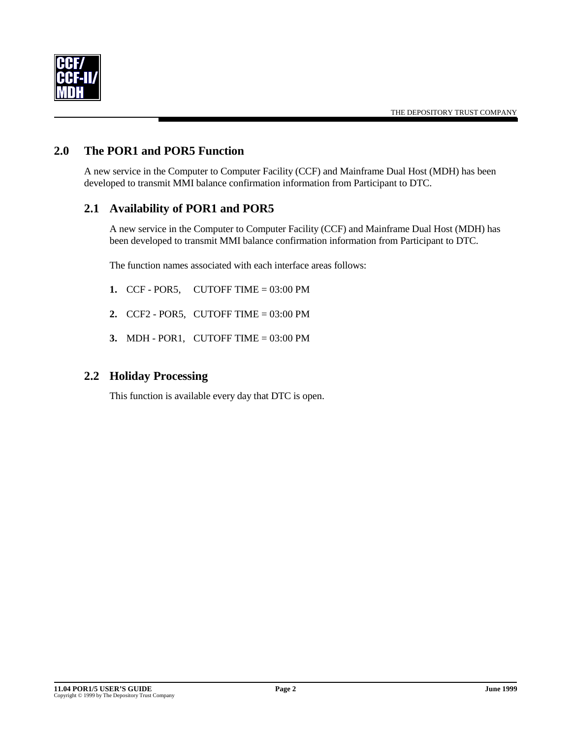## 2.0 The POR1 and POR5 Function

A new service in the Computer to Computer Facility (CCF) and Mainframe Dual Host (MDH) has been developed to transmit MMI balance confirmation information from Participant to DTC.

### 2.1 Availability of POR1 and POR5

A new service in the Computer to Computer Facility (CCF) and Mainframe Dual Host (MDH) has been developed to transmit MMI balance confirmation information from Participant to DTC.

The function names associated with each interface areas follows:

1. CCF - POR5, CUTOFF TIME = 03:00 PM
2. CCF2 - POR5, CUTOFF TIME = 03:00 PM
3. MDH - POR1, CUTOFF TIME = 03:00 PM

### 2.2 Holiday Processing

This function is available every day that DTC is open.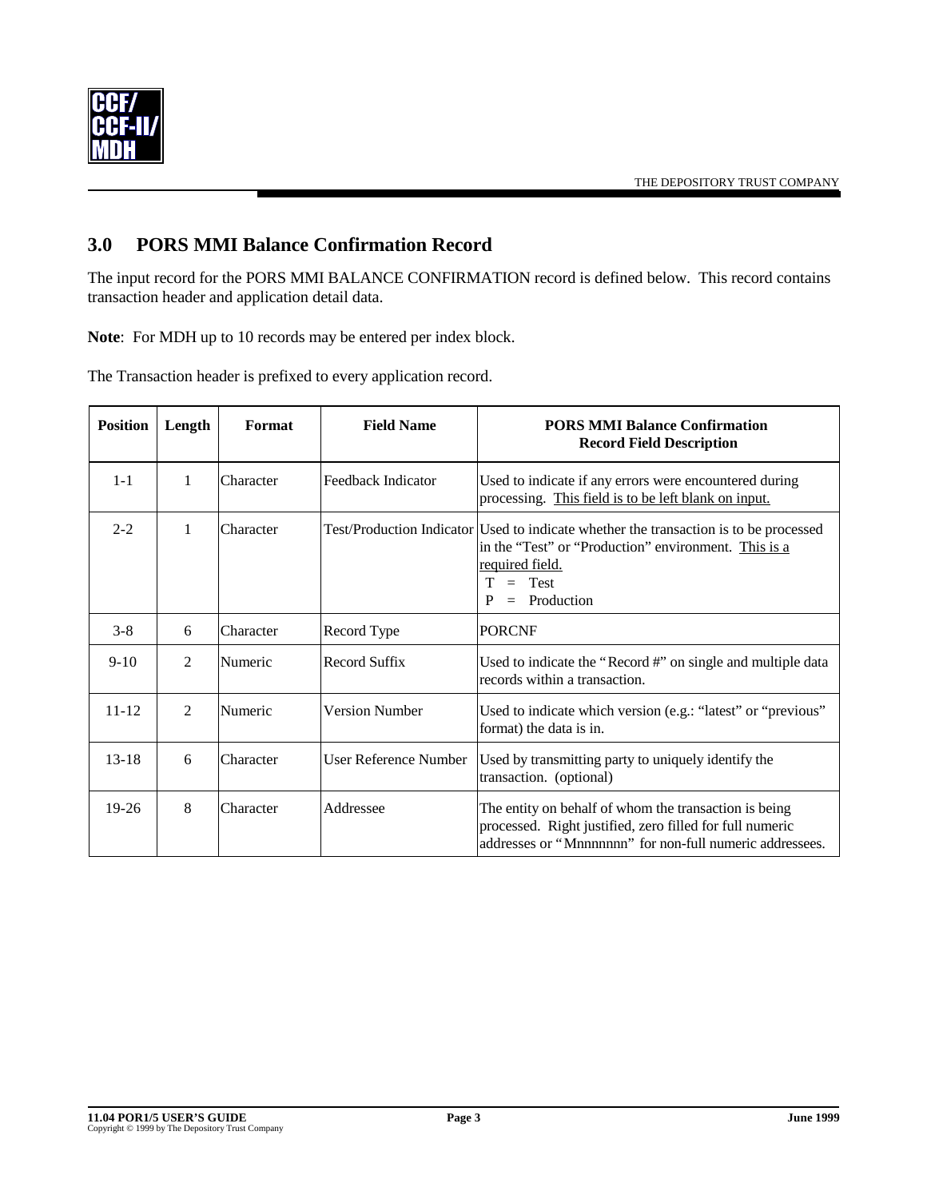## 3.0 PORS MMI Balance Confirmation Record

The input record for the PORS MMI BALANCE CONFIRMATION record is defined below. This record contains transaction header and application detail data.

**Note**: For MDH up to 10 records may be entered per index block.

The Transaction header is prefixed to every application record.

| Position | Length | Format | Field Name | PORS MMI Balance Confirmation Record Field Description |
|---|---|---|---|---|
| 1-1 | 1 | Character | Feedback Indicator | Used to indicate if any errors were encountered during processing. <u>This field is to be left blank on input.</u> |
| 2-2 | 1 | Character | Test/Production Indicator | Used to indicate whether the transaction is to be processed in the "Test" or "Production" environment. <u>This is a required field.</u><br>T = Test<br>P = Production |
| 3-8 | 6 | Character | Record Type | PORCNF |
| 9-10 | 2 | Numeric | Record Suffix | Used to indicate the "Record #" on single and multiple data records within a transaction. |
| 11-12 | 2 | Numeric | Version Number | Used to indicate which version (e.g.: "latest" or "previous" format) the data is in. |
| 13-18 | 6 | Character | User Reference Number | Used by transmitting party to uniquely identify the transaction. (optional) |
| 19-26 | 8 | Character | Addressee | The entity on behalf of whom the transaction is being processed. Right justified, zero filled for full numeric addresses or "Mnnnnnnn" for non-full numeric addressees. |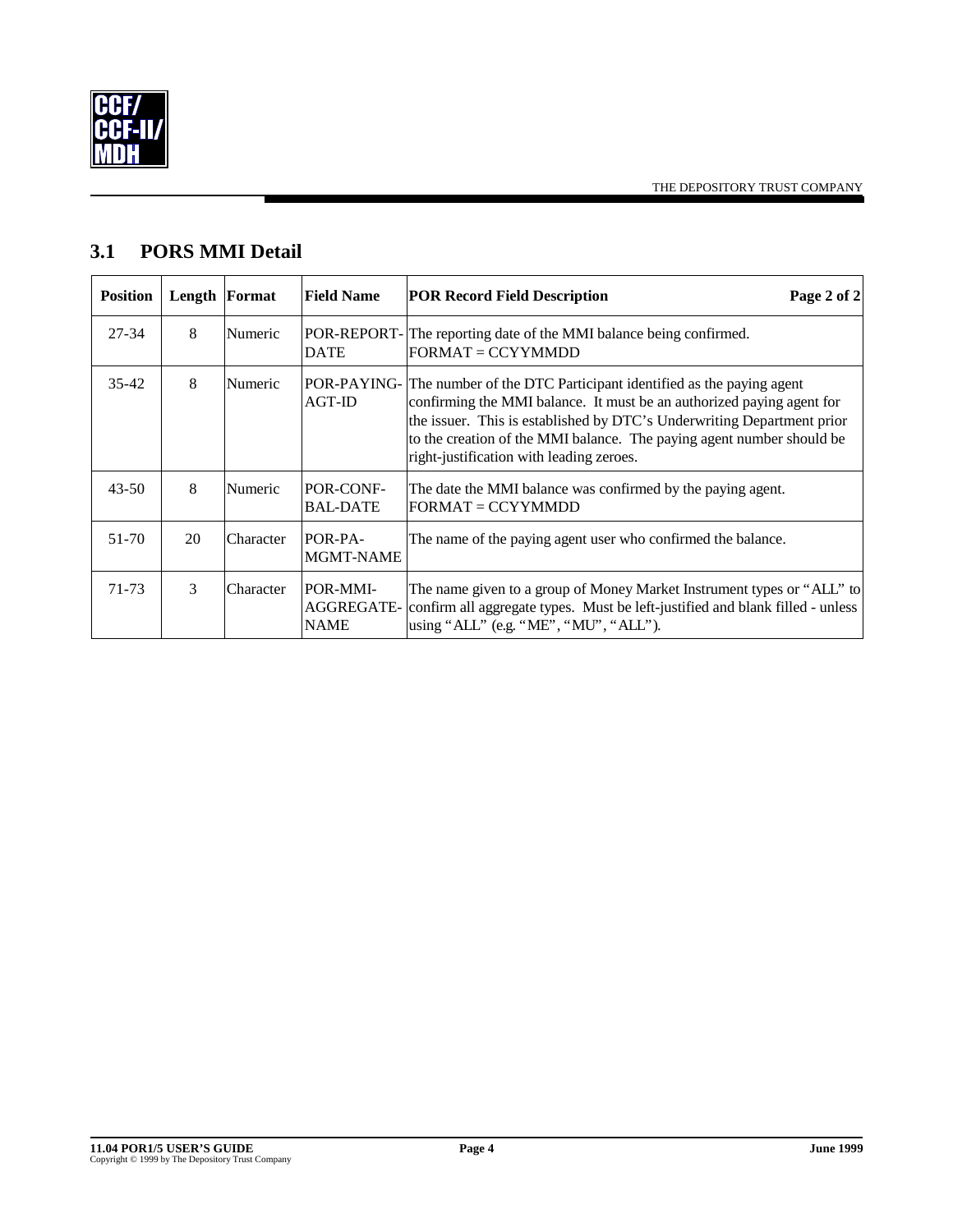## 3.1 PORS MMI Detail

| Position | Length | Format | Field Name | POR Record Field Description Page 2 of 2 |
|---|---|---|---|---|
| 27-34 | 8 | Numeric | POR-REPORT-DATE | The reporting date of the MMI balance being confirmed. FORMAT = CCYYMMDD |
| 35-42 | 8 | Numeric | POR-PAYING-AGT-ID | The number of the DTC Participant identified as the paying agent confirming the MMI balance. It must be an authorized paying agent for the issuer. This is established by DTC's Underwriting Department prior to the creation of the MMI balance. The paying agent number should be right-justification with leading zeroes. |
| 43-50 | 8 | Numeric | POR-CONF-BAL-DATE | The date the MMI balance was confirmed by the paying agent. FORMAT = CCYYMMDD |
| 51-70 | 20 | Character | POR-PA-MGMT-NAME | The name of the paying agent user who confirmed the balance. |
| 71-73 | 3 | Character | POR-MMI-AGGREGATE-NAME | The name given to a group of Money Market Instrument types or "ALL" to confirm all aggregate types. Must be left-justified and blank filled - unless using "ALL" (e.g. "ME", "MU", "ALL"). |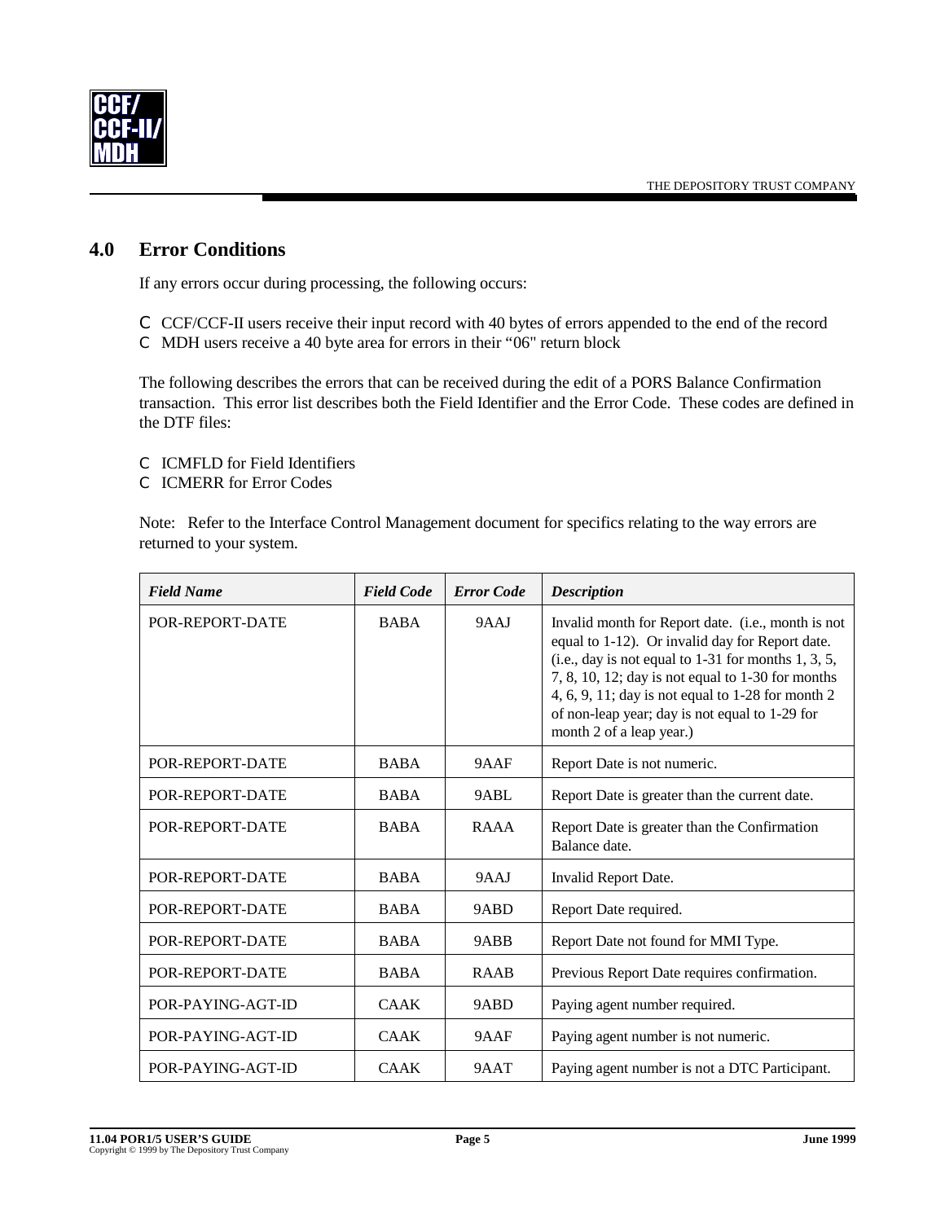## 4.0 Error Conditions

If any errors occur during processing, the following occurs:

- CCF/CCF-II users receive their input record with 40 bytes of errors appended to the end of the record
- MDH users receive a 40 byte area for errors in their "06" return block

The following describes the errors that can be received during the edit of a PORS Balance Confirmation transaction. This error list describes both the Field Identifier and the Error Code. These codes are defined in the DTF files:

- ICMFLD for Field Identifiers
- ICMERR for Error Codes

Note: Refer to the Interface Control Management document for specifics relating to the way errors are returned to your system.

| *Field Name* | *Field Code* | *Error Code* | *Description* |
|---|---|---|---|
| POR-REPORT-DATE | BABA | 9AAJ | Invalid month for Report date. (i.e., month is not equal to 1-12). Or invalid day for Report date. (i.e., day is not equal to 1-31 for months 1, 3, 5, 7, 8, 10, 12; day is not equal to 1-30 for months 4, 6, 9, 11; day is not equal to 1-28 for month 2 of non-leap year; day is not equal to 1-29 for month 2 of a leap year.) |
| POR-REPORT-DATE | BABA | 9AAF | Report Date is not numeric. |
| POR-REPORT-DATE | BABA | 9ABL | Report Date is greater than the current date. |
| POR-REPORT-DATE | BABA | RAAA | Report Date is greater than the Confirmation Balance date. |
| POR-REPORT-DATE | BABA | 9AAJ | Invalid Report Date. |
| POR-REPORT-DATE | BABA | 9ABD | Report Date required. |
| POR-REPORT-DATE | BABA | 9ABB | Report Date not found for MMI Type. |
| POR-REPORT-DATE | BABA | RAAB | Previous Report Date requires confirmation. |
| POR-PAYING-AGT-ID | CAAK | 9ABD | Paying agent number required. |
| POR-PAYING-AGT-ID | CAAK | 9AAF | Paying agent number is not numeric. |
| POR-PAYING-AGT-ID | CAAK | 9AAT | Paying agent number is not a DTC Participant. |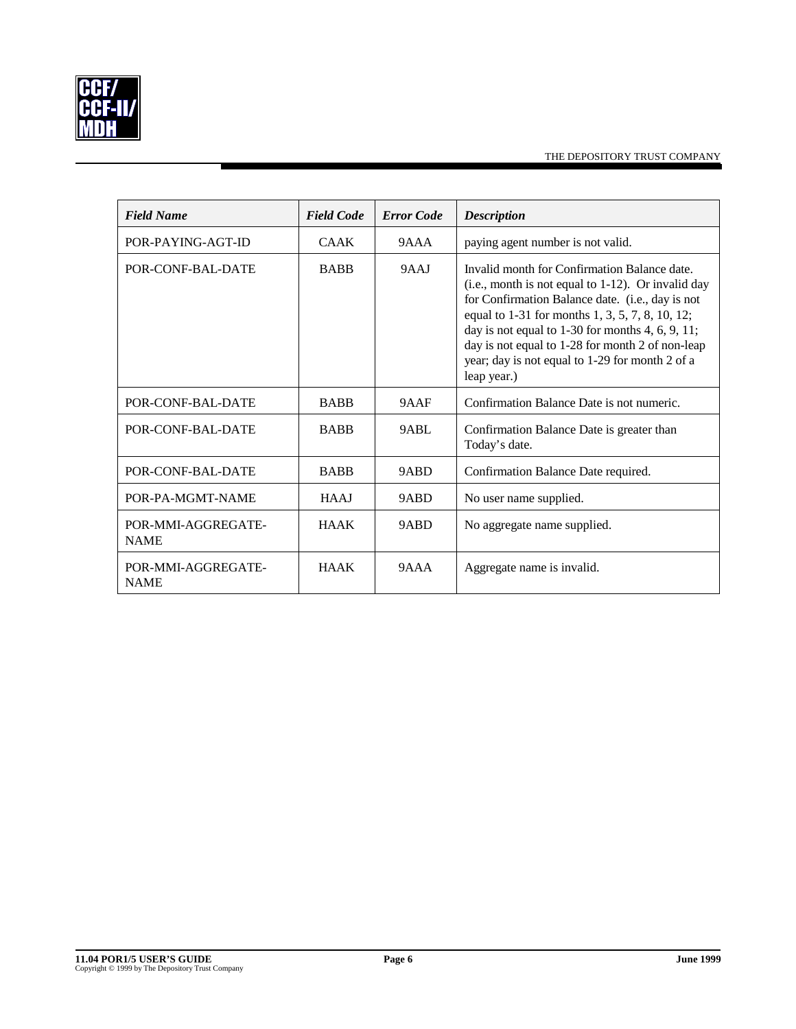| *Field Name* | *Field Code* | *Error Code* | *Description* |
| --- | --- | --- | --- |
| POR-PAYING-AGT-ID | CAAK | 9AAA | paying agent number is not valid. |
| POR-CONF-BAL-DATE | BABB | 9AAJ | Invalid month for Confirmation Balance date. (i.e., month is not equal to 1-12). Or invalid day for Confirmation Balance date. (i.e., day is not equal to 1-31 for months 1, 3, 5, 7, 8, 10, 12; day is not equal to 1-30 for months 4, 6, 9, 11; day is not equal to 1-28 for month 2 of non-leap year; day is not equal to 1-29 for month 2 of a leap year.) |
| POR-CONF-BAL-DATE | BABB | 9AAF | Confirmation Balance Date is not numeric. |
| POR-CONF-BAL-DATE | BABB | 9ABL | Confirmation Balance Date is greater than Today's date. |
| POR-CONF-BAL-DATE | BABB | 9ABD | Confirmation Balance Date required. |
| POR-PA-MGMT-NAME | HAAJ | 9ABD | No user name supplied. |
| POR-MMI-AGGREGATE-NAME | HAAK | 9ABD | No aggregate name supplied. |
| POR-MMI-AGGREGATE-NAME | HAAK | 9AAA | Aggregate name is invalid. |